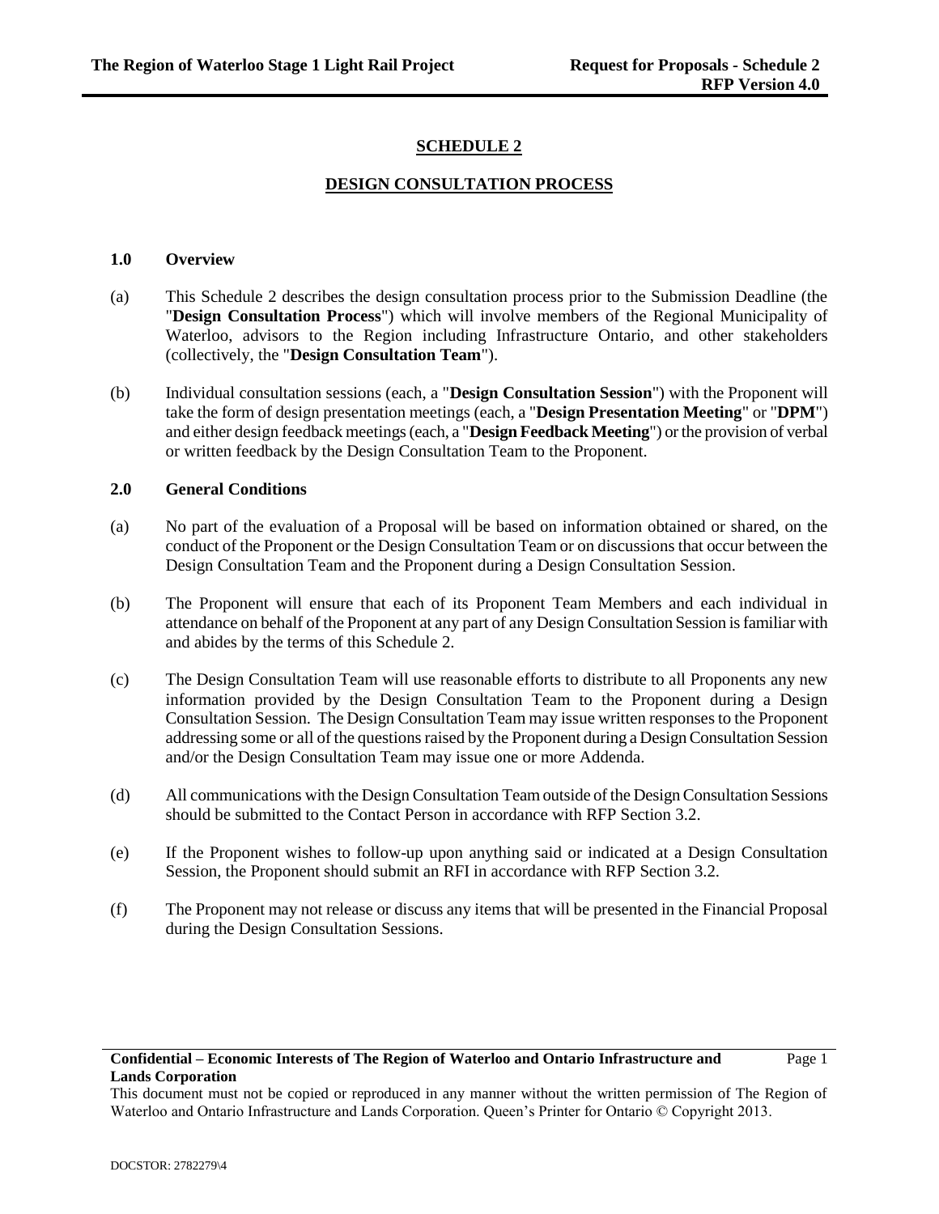# SCHEDULE 2

## DESIGN CONSULTATION PROCESS

### 1.0 Overview

(a) This Schedule 2 describes the design consultation process prior to the Submission Deadline (the "**Design Consultation Process**") which will involve members of the Regional Municipality of Waterloo, advisors to the Region including Infrastructure Ontario, and other stakeholders (collectively, the "**Design Consultation Team**").

(b) Individual consultation sessions (each, a "**Design Consultation Session**") with the Proponent will take the form of design presentation meetings (each, a "**Design Presentation Meeting**" or "**DPM**") and either design feedback meetings (each, a "**Design Feedback Meeting**") or the provision of verbal or written feedback by the Design Consultation Team to the Proponent.

### 2.0 General Conditions

(a) No part of the evaluation of a Proposal will be based on information obtained or shared, on the conduct of the Proponent or the Design Consultation Team or on discussions that occur between the Design Consultation Team and the Proponent during a Design Consultation Session.

(b) The Proponent will ensure that each of its Proponent Team Members and each individual in attendance on behalf of the Proponent at any part of any Design Consultation Session is familiar with and abides by the terms of this Schedule 2.

(c) The Design Consultation Team will use reasonable efforts to distribute to all Proponents any new information provided by the Design Consultation Team to the Proponent during a Design Consultation Session. The Design Consultation Team may issue written responses to the Proponent addressing some or all of the questions raised by the Proponent during a Design Consultation Session and/or the Design Consultation Team may issue one or more Addenda.

(d) All communications with the Design Consultation Team outside of the Design Consultation Sessions should be submitted to the Contact Person in accordance with RFP Section 3.2.

(e) If the Proponent wishes to follow-up upon anything said or indicated at a Design Consultation Session, the Proponent should submit an RFI in accordance with RFP Section 3.2.

(f) The Proponent may not release or discuss any items that will be presented in the Financial Proposal during the Design Consultation Sessions.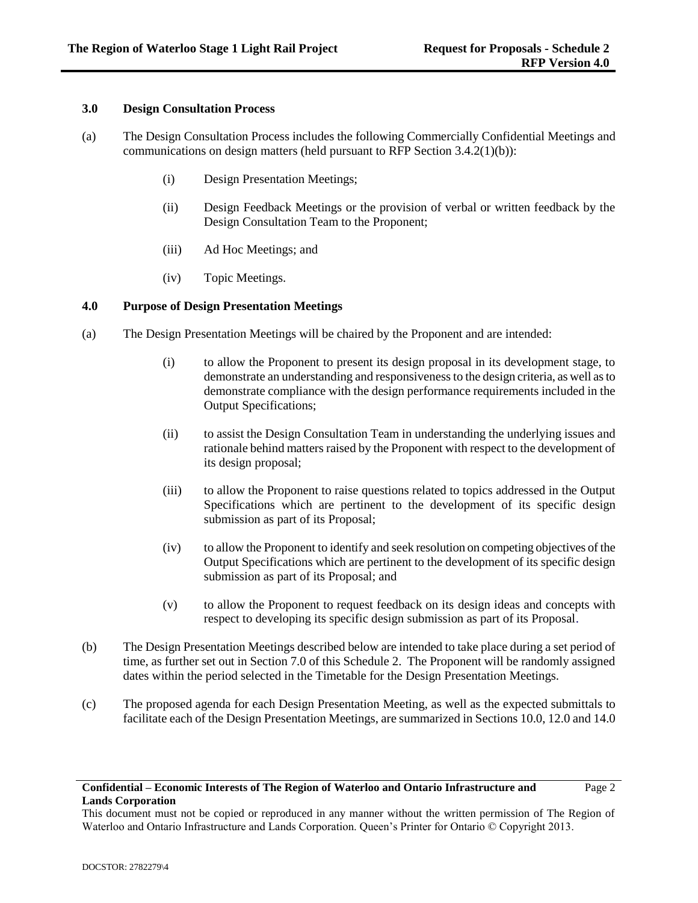## 3.0 Design Consultation Process

(a) The Design Consultation Process includes the following Commercially Confidential Meetings and communications on design matters (held pursuant to RFP Section 3.4.2(1)(b)):

(i) Design Presentation Meetings;

(ii) Design Feedback Meetings or the provision of verbal or written feedback by the Design Consultation Team to the Proponent;

(iii) Ad Hoc Meetings; and

(iv) Topic Meetings.

## 4.0 Purpose of Design Presentation Meetings

(a) The Design Presentation Meetings will be chaired by the Proponent and are intended:

(i) to allow the Proponent to present its design proposal in its development stage, to demonstrate an understanding and responsiveness to the design criteria, as well as to demonstrate compliance with the design performance requirements included in the Output Specifications;

(ii) to assist the Design Consultation Team in understanding the underlying issues and rationale behind matters raised by the Proponent with respect to the development of its design proposal;

(iii) to allow the Proponent to raise questions related to topics addressed in the Output Specifications which are pertinent to the development of its specific design submission as part of its Proposal;

(iv) to allow the Proponent to identify and seek resolution on competing objectives of the Output Specifications which are pertinent to the development of its specific design submission as part of its Proposal; and

(v) to allow the Proponent to request feedback on its design ideas and concepts with respect to developing its specific design submission as part of its Proposal.

(b) The Design Presentation Meetings described below are intended to take place during a set period of time, as further set out in Section 7.0 of this Schedule 2. The Proponent will be randomly assigned dates within the period selected in the Timetable for the Design Presentation Meetings.

(c) The proposed agenda for each Design Presentation Meeting, as well as the expected submittals to facilitate each of the Design Presentation Meetings, are summarized in Sections 10.0, 12.0 and 14.0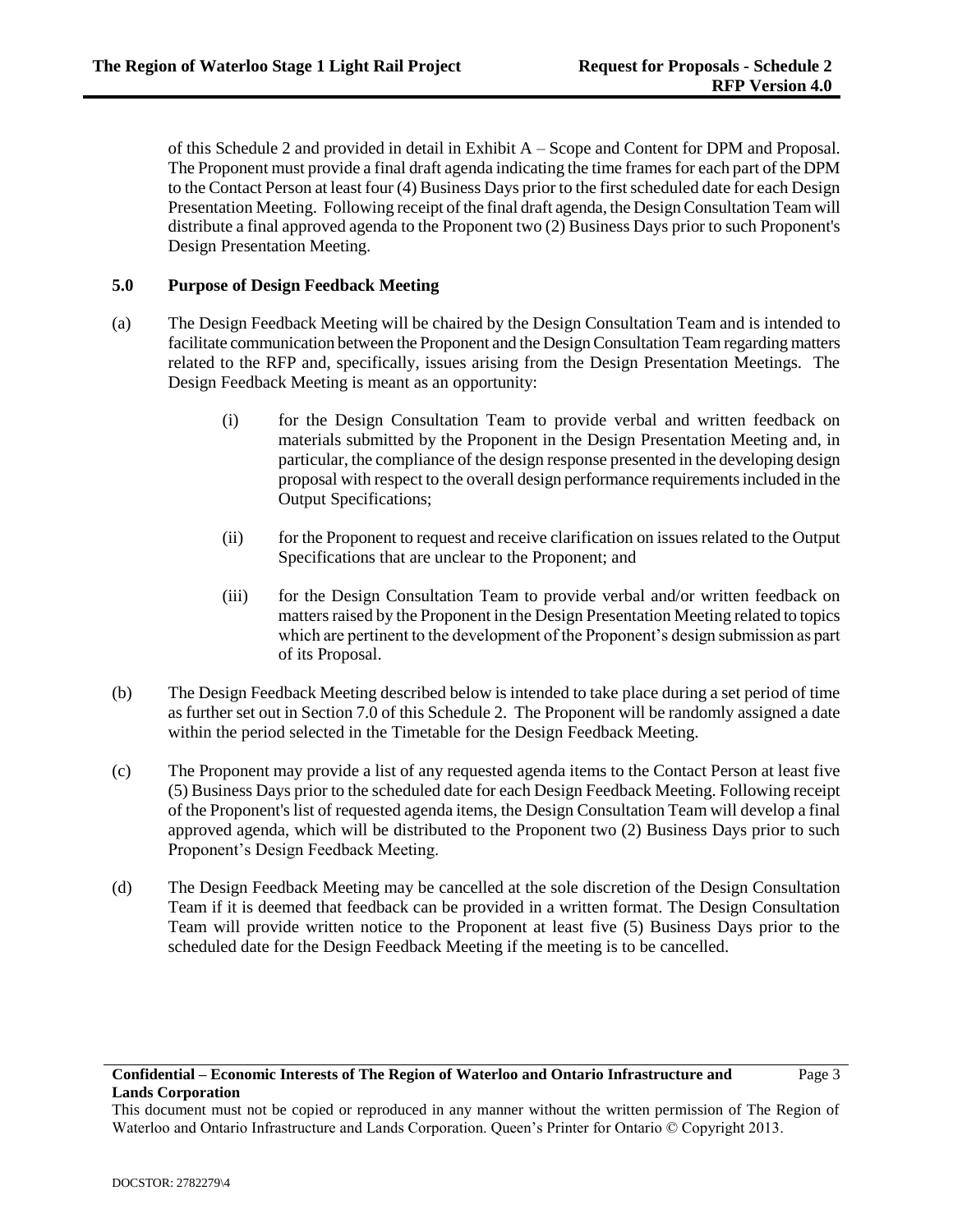of this Schedule 2 and provided in detail in Exhibit A – Scope and Content for DPM and Proposal. The Proponent must provide a final draft agenda indicating the time frames for each part of the DPM to the Contact Person at least four (4) Business Days prior to the first scheduled date for each Design Presentation Meeting. Following receipt of the final draft agenda, the Design Consultation Team will distribute a final approved agenda to the Proponent two (2) Business Days prior to such Proponent's Design Presentation Meeting.

## 5.0 Purpose of Design Feedback Meeting

(a) The Design Feedback Meeting will be chaired by the Design Consultation Team and is intended to facilitate communication between the Proponent and the Design Consultation Team regarding matters related to the RFP and, specifically, issues arising from the Design Presentation Meetings. The Design Feedback Meeting is meant as an opportunity:

(i) for the Design Consultation Team to provide verbal and written feedback on materials submitted by the Proponent in the Design Presentation Meeting and, in particular, the compliance of the design response presented in the developing design proposal with respect to the overall design performance requirements included in the Output Specifications;

(ii) for the Proponent to request and receive clarification on issues related to the Output Specifications that are unclear to the Proponent; and

(iii) for the Design Consultation Team to provide verbal and/or written feedback on matters raised by the Proponent in the Design Presentation Meeting related to topics which are pertinent to the development of the Proponent's design submission as part of its Proposal.

(b) The Design Feedback Meeting described below is intended to take place during a set period of time as further set out in Section 7.0 of this Schedule 2. The Proponent will be randomly assigned a date within the period selected in the Timetable for the Design Feedback Meeting.

(c) The Proponent may provide a list of any requested agenda items to the Contact Person at least five (5) Business Days prior to the scheduled date for each Design Feedback Meeting. Following receipt of the Proponent's list of requested agenda items, the Design Consultation Team will develop a final approved agenda, which will be distributed to the Proponent two (2) Business Days prior to such Proponent's Design Feedback Meeting.

(d) The Design Feedback Meeting may be cancelled at the sole discretion of the Design Consultation Team if it is deemed that feedback can be provided in a written format. The Design Consultation Team will provide written notice to the Proponent at least five (5) Business Days prior to the scheduled date for the Design Feedback Meeting if the meeting is to be cancelled.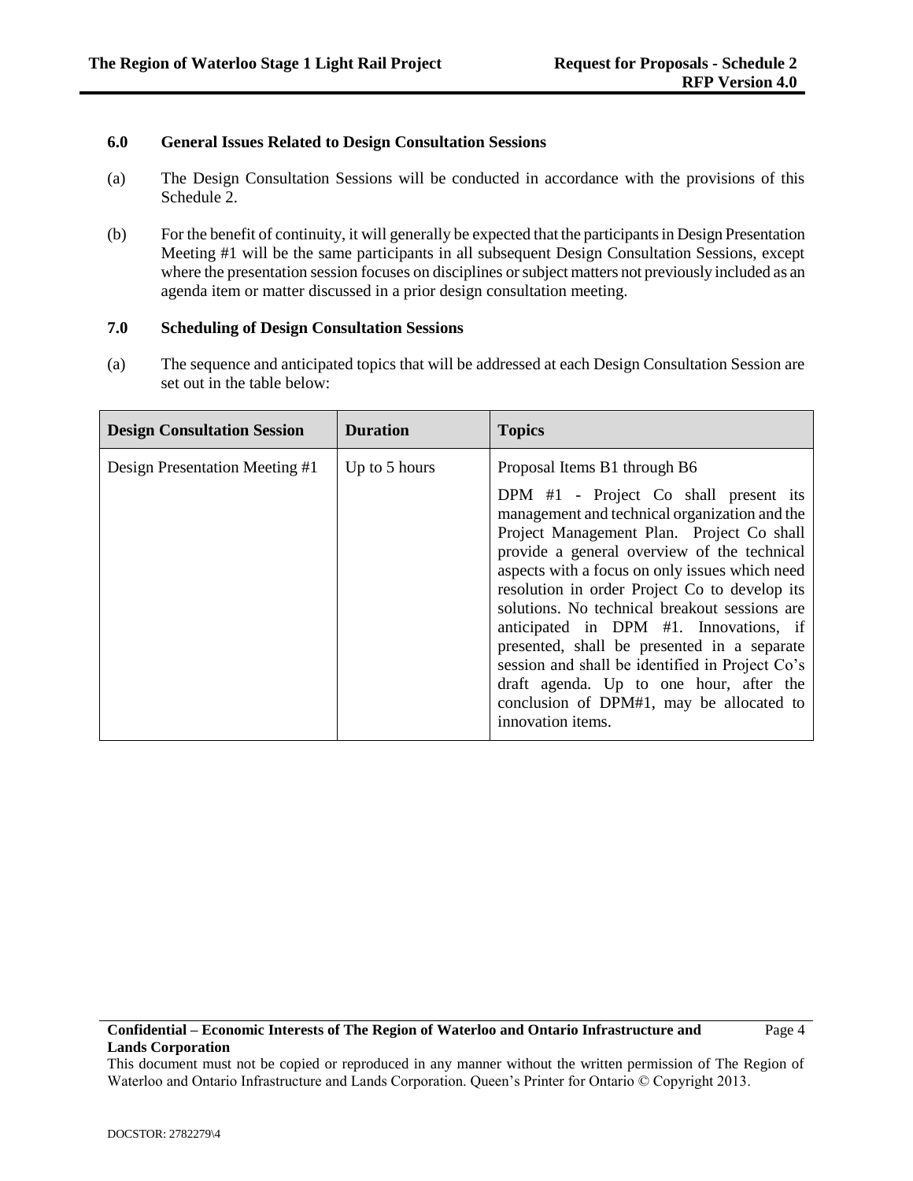### 6.0 General Issues Related to Design Consultation Sessions

(a) The Design Consultation Sessions will be conducted in accordance with the provisions of this Schedule 2.

(b) For the benefit of continuity, it will generally be expected that the participants in Design Presentation Meeting #1 will be the same participants in all subsequent Design Consultation Sessions, except where the presentation session focuses on disciplines or subject matters not previously included as an agenda item or matter discussed in a prior design consultation meeting.

### 7.0 Scheduling of Design Consultation Sessions

(a) The sequence and anticipated topics that will be addressed at each Design Consultation Session are set out in the table below:

| Design Consultation Session | Duration | Topics |
|---|---|---|
| Design Presentation Meeting #1 | Up to 5 hours | Proposal Items B1 through B6<br><br>DPM #1 - Project Co shall present its management and technical organization and the Project Management Plan. Project Co shall provide a general overview of the technical aspects with a focus on only issues which need resolution in order Project Co to develop its solutions. No technical breakout sessions are anticipated in DPM #1. Innovations, if presented, shall be presented in a separate session and shall be identified in Project Co's draft agenda. Up to one hour, after the conclusion of DPM#1, may be allocated to innovation items. |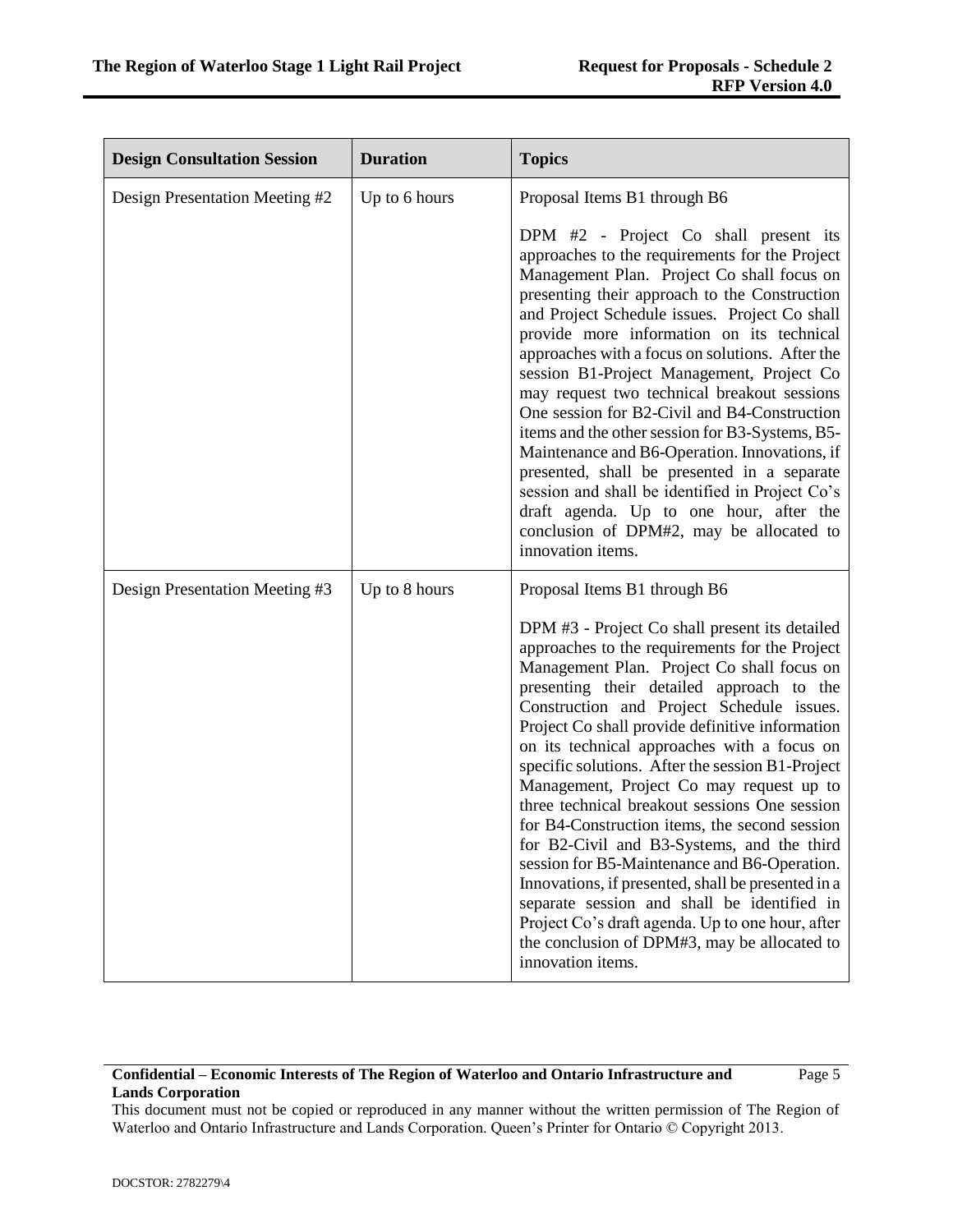| Design Consultation Session | Duration | Topics |
|---|---|---|
| Design Presentation Meeting #2 | Up to 6 hours | Proposal Items B1 through B6<br><br>DPM #2 - Project Co shall present its approaches to the requirements for the Project Management Plan. Project Co shall focus on presenting their approach to the Construction and Project Schedule issues. Project Co shall provide more information on its technical approaches with a focus on solutions. After the session B1-Project Management, Project Co may request two technical breakout sessions One session for B2-Civil and B4-Construction items and the other session for B3-Systems, B5-Maintenance and B6-Operation. Innovations, if presented, shall be presented in a separate session and shall be identified in Project Co's draft agenda. Up to one hour, after the conclusion of DPM#2, may be allocated to innovation items. |
| Design Presentation Meeting #3 | Up to 8 hours | Proposal Items B1 through B6<br><br>DPM #3 - Project Co shall present its detailed approaches to the requirements for the Project Management Plan. Project Co shall focus on presenting their detailed approach to the Construction and Project Schedule issues. Project Co shall provide definitive information on its technical approaches with a focus on specific solutions. After the session B1-Project Management, Project Co may request up to three technical breakout sessions One session for B4-Construction items, the second session for B2-Civil and B3-Systems, and the third session for B5-Maintenance and B6-Operation. Innovations, if presented, shall be presented in a separate session and shall be identified in Project Co's draft agenda. Up to one hour, after the conclusion of DPM#3, may be allocated to innovation items. |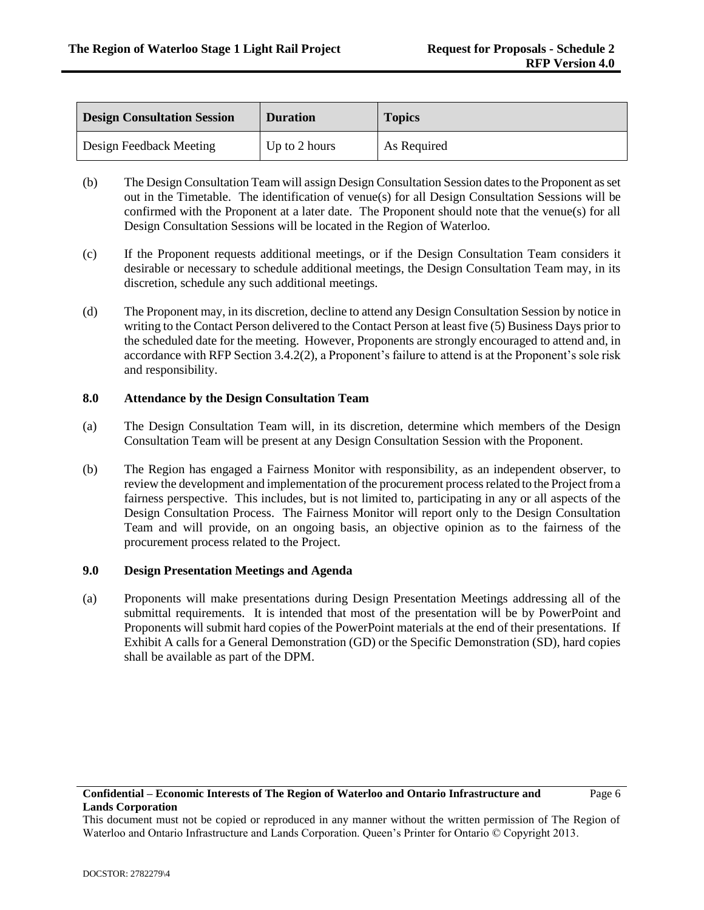| Design Consultation Session | Duration | Topics |
| --- | --- | --- |
| Design Feedback Meeting | Up to 2 hours | As Required |

(b) The Design Consultation Team will assign Design Consultation Session dates to the Proponent as set out in the Timetable. The identification of venue(s) for all Design Consultation Sessions will be confirmed with the Proponent at a later date. The Proponent should note that the venue(s) for all Design Consultation Sessions will be located in the Region of Waterloo.

(c) If the Proponent requests additional meetings, or if the Design Consultation Team considers it desirable or necessary to schedule additional meetings, the Design Consultation Team may, in its discretion, schedule any such additional meetings.

(d) The Proponent may, in its discretion, decline to attend any Design Consultation Session by notice in writing to the Contact Person delivered to the Contact Person at least five (5) Business Days prior to the scheduled date for the meeting. However, Proponents are strongly encouraged to attend and, in accordance with RFP Section 3.4.2(2), a Proponent's failure to attend is at the Proponent's sole risk and responsibility.

## 8.0 Attendance by the Design Consultation Team

(a) The Design Consultation Team will, in its discretion, determine which members of the Design Consultation Team will be present at any Design Consultation Session with the Proponent.

(b) The Region has engaged a Fairness Monitor with responsibility, as an independent observer, to review the development and implementation of the procurement process related to the Project from a fairness perspective. This includes, but is not limited to, participating in any or all aspects of the Design Consultation Process. The Fairness Monitor will report only to the Design Consultation Team and will provide, on an ongoing basis, an objective opinion as to the fairness of the procurement process related to the Project.

## 9.0 Design Presentation Meetings and Agenda

(a) Proponents will make presentations during Design Presentation Meetings addressing all of the submittal requirements. It is intended that most of the presentation will be by PowerPoint and Proponents will submit hard copies of the PowerPoint materials at the end of their presentations. If Exhibit A calls for a General Demonstration (GD) or the Specific Demonstration (SD), hard copies shall be available as part of the DPM.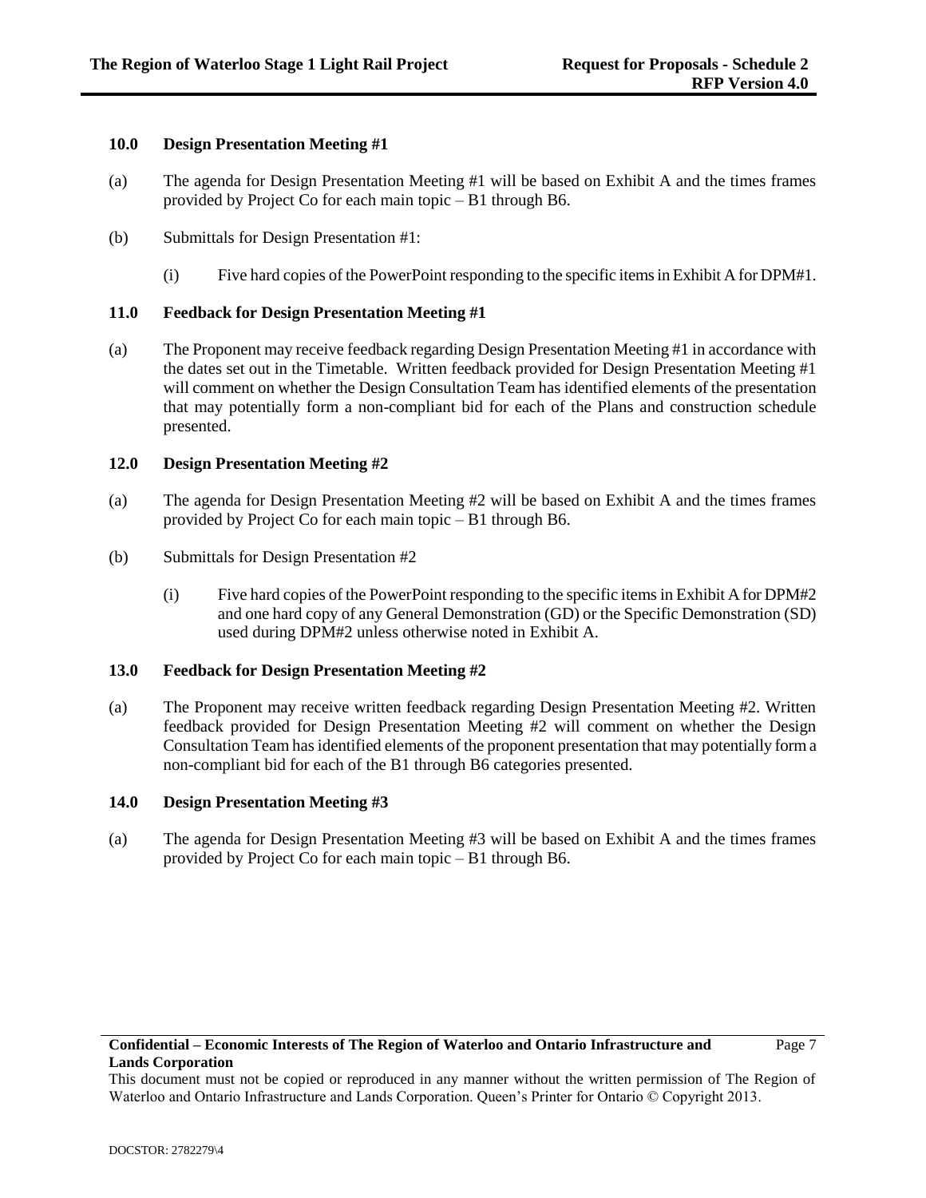### 10.0 Design Presentation Meeting #1

(a) The agenda for Design Presentation Meeting #1 will be based on Exhibit A and the times frames provided by Project Co for each main topic – B1 through B6.

(b) Submittals for Design Presentation #1:

(i) Five hard copies of the PowerPoint responding to the specific items in Exhibit A for DPM#1.

### 11.0 Feedback for Design Presentation Meeting #1

(a) The Proponent may receive feedback regarding Design Presentation Meeting #1 in accordance with the dates set out in the Timetable. Written feedback provided for Design Presentation Meeting #1 will comment on whether the Design Consultation Team has identified elements of the presentation that may potentially form a non-compliant bid for each of the Plans and construction schedule presented.

### 12.0 Design Presentation Meeting #2

(a) The agenda for Design Presentation Meeting #2 will be based on Exhibit A and the times frames provided by Project Co for each main topic – B1 through B6.

(b) Submittals for Design Presentation #2

(i) Five hard copies of the PowerPoint responding to the specific items in Exhibit A for DPM#2 and one hard copy of any General Demonstration (GD) or the Specific Demonstration (SD) used during DPM#2 unless otherwise noted in Exhibit A.

### 13.0 Feedback for Design Presentation Meeting #2

(a) The Proponent may receive written feedback regarding Design Presentation Meeting #2. Written feedback provided for Design Presentation Meeting #2 will comment on whether the Design Consultation Team has identified elements of the proponent presentation that may potentially form a non-compliant bid for each of the B1 through B6 categories presented.

### 14.0 Design Presentation Meeting #3

(a) The agenda for Design Presentation Meeting #3 will be based on Exhibit A and the times frames provided by Project Co for each main topic – B1 through B6.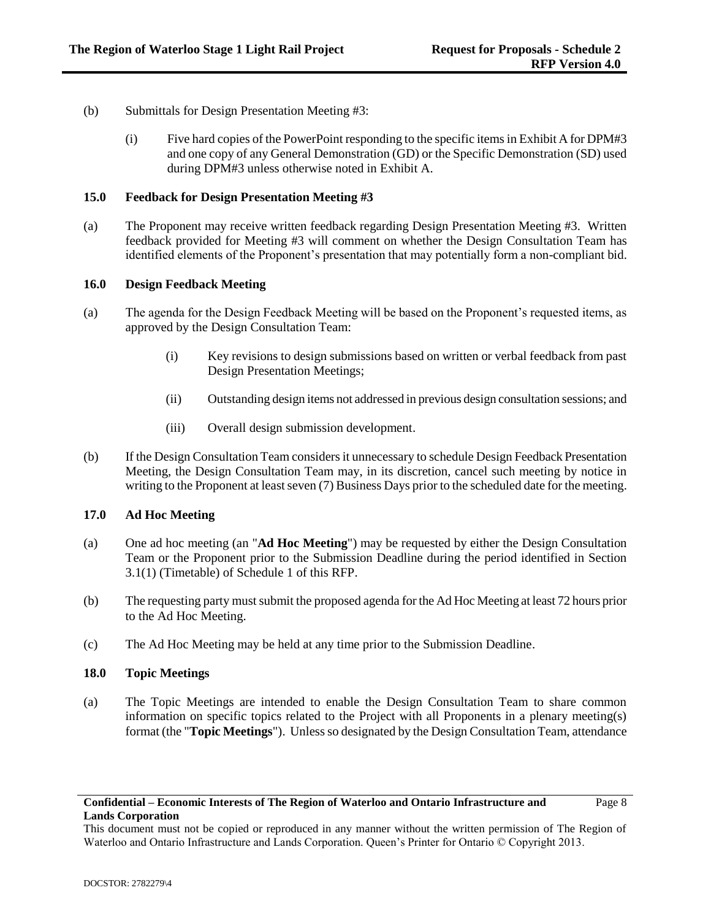(b) Submittals for Design Presentation Meeting #3:

(i) Five hard copies of the PowerPoint responding to the specific items in Exhibit A for DPM#3 and one copy of any General Demonstration (GD) or the Specific Demonstration (SD) used during DPM#3 unless otherwise noted in Exhibit A.

### 15.0 Feedback for Design Presentation Meeting #3

(a) The Proponent may receive written feedback regarding Design Presentation Meeting #3. Written feedback provided for Meeting #3 will comment on whether the Design Consultation Team has identified elements of the Proponent's presentation that may potentially form a non-compliant bid.

### 16.0 Design Feedback Meeting

(a) The agenda for the Design Feedback Meeting will be based on the Proponent's requested items, as approved by the Design Consultation Team:

(i) Key revisions to design submissions based on written or verbal feedback from past Design Presentation Meetings;

(ii) Outstanding design items not addressed in previous design consultation sessions; and

(iii) Overall design submission development.

(b) If the Design Consultation Team considers it unnecessary to schedule Design Feedback Presentation Meeting, the Design Consultation Team may, in its discretion, cancel such meeting by notice in writing to the Proponent at least seven (7) Business Days prior to the scheduled date for the meeting.

### 17.0 Ad Hoc Meeting

(a) One ad hoc meeting (an "**Ad Hoc Meeting**") may be requested by either the Design Consultation Team or the Proponent prior to the Submission Deadline during the period identified in Section 3.1(1) (Timetable) of Schedule 1 of this RFP.

(b) The requesting party must submit the proposed agenda for the Ad Hoc Meeting at least 72 hours prior to the Ad Hoc Meeting.

(c) The Ad Hoc Meeting may be held at any time prior to the Submission Deadline.

### 18.0 Topic Meetings

(a) The Topic Meetings are intended to enable the Design Consultation Team to share common information on specific topics related to the Project with all Proponents in a plenary meeting(s) format (the "**Topic Meetings**"). Unless so designated by the Design Consultation Team, attendance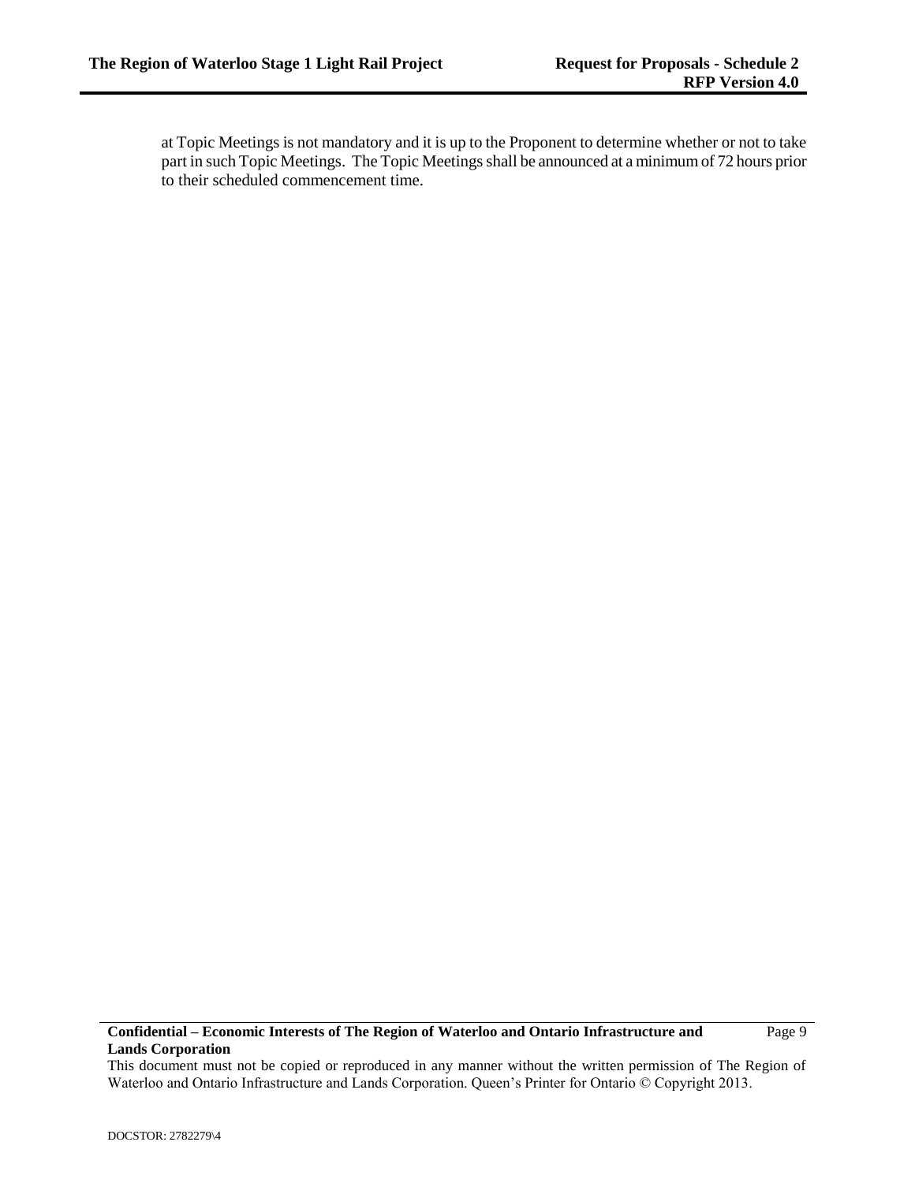at Topic Meetings is not mandatory and it is up to the Proponent to determine whether or not to take part in such Topic Meetings. The Topic Meetings shall be announced at a minimum of 72 hours prior to their scheduled commencement time.